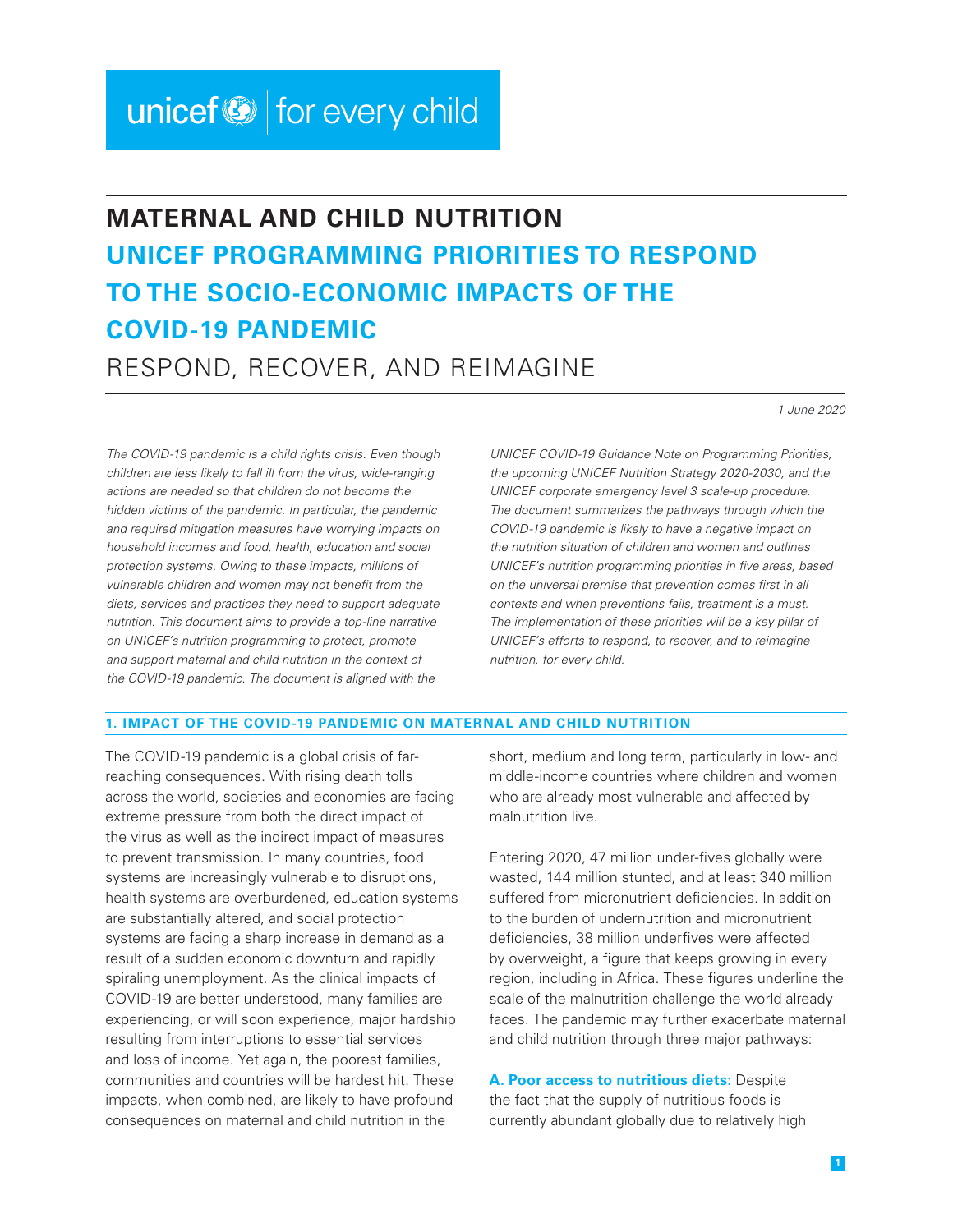unicef | for every child

# MATERNAL AND CHILD NUTRITION

# UNICEF PROGRAMMING PRIORITIES TO RESPOND TO THE SOCIO-ECONOMIC IMPACTS OF THE COVID-19 PANDEMIC

## RESPOND, RECOVER, AND REIMAGINE

*1 June 2020*

*The COVID-19 pandemic is a child rights crisis. Even though children are less likely to fall ill from the virus, wide-ranging actions are needed so that children do not become the hidden victims of the pandemic. In particular, the pandemic and required mitigation measures have worrying impacts on household incomes and food, health, education and social protection systems. Owing to these impacts, millions of vulnerable children and women may not benefit from the diets, services and practices they need to support adequate nutrition. This document aims to provide a top-line narrative on UNICEF's nutrition programming to protect, promote and support maternal and child nutrition in the context of the COVID-19 pandemic. The document is aligned with the UNICEF COVID-19 Guidance Note on Programming Priorities, the upcoming UNICEF Nutrition Strategy 2020-2030, and the UNICEF corporate emergency level 3 scale-up procedure. The document summarizes the pathways through which the COVID-19 pandemic is likely to have a negative impact on the nutrition situation of children and women and outlines UNICEF's nutrition programming priorities in five areas, based on the universal premise that prevention comes first in all contexts and when preventions fails, treatment is a must. The implementation of these priorities will be a key pillar of UNICEF's efforts to respond, to recover, and to reimagine nutrition, for every child.*

### 1. IMPACT OF THE COVID-19 PANDEMIC ON MATERNAL AND CHILD NUTRITION

The COVID-19 pandemic is a global crisis of far-reaching consequences. With rising death tolls across the world, societies and economies are facing extreme pressure from both the direct impact of the virus as well as the indirect impact of measures to prevent transmission. In many countries, food systems are increasingly vulnerable to disruptions, health systems are overburdened, education systems are substantially altered, and social protection systems are facing a sharp increase in demand as a result of a sudden economic downturn and rapidly spiraling unemployment. As the clinical impacts of COVID-19 are better understood, many families are experiencing, or will soon experience, major hardship resulting from interruptions to essential services and loss of income. Yet again, the poorest families, communities and countries will be hardest hit. These impacts, when combined, are likely to have profound consequences on maternal and child nutrition in the short, medium and long term, particularly in low- and middle-income countries where children and women who are already most vulnerable and affected by malnutrition live.

Entering 2020, 47 million under-fives globally were wasted, 144 million stunted, and at least 340 million suffered from micronutrient deficiencies. In addition to the burden of undernutrition and micronutrient deficiencies, 38 million underfives were affected by overweight, a figure that keeps growing in every region, including in Africa. These figures underline the scale of the malnutrition challenge the world already faces. The pandemic may further exacerbate maternal and child nutrition through three major pathways:

**A. Poor access to nutritious diets:** Despite the fact that the supply of nutritious foods is currently abundant globally due to relatively high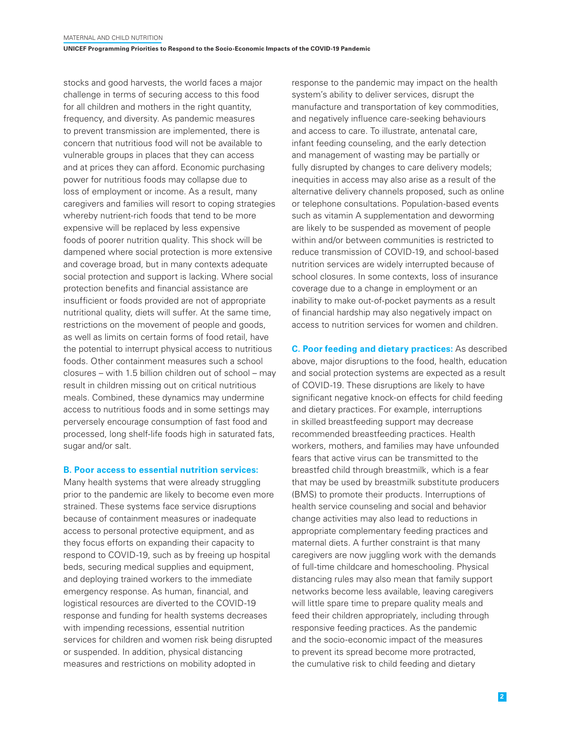stocks and good harvests, the world faces a major challenge in terms of securing access to this food for all children and mothers in the right quantity, frequency, and diversity. As pandemic measures to prevent transmission are implemented, there is concern that nutritious food will not be available to vulnerable groups in places that they can access and at prices they can afford. Economic purchasing power for nutritious foods may collapse due to loss of employment or income. As a result, many caregivers and families will resort to coping strategies whereby nutrient-rich foods that tend to be more expensive will be replaced by less expensive foods of poorer nutrition quality. This shock will be dampened where social protection is more extensive and coverage broad, but in many contexts adequate social protection and support is lacking. Where social protection benefits and financial assistance are insufficient or foods provided are not of appropriate nutritional quality, diets will suffer. At the same time, restrictions on the movement of people and goods, as well as limits on certain forms of food retail, have the potential to interrupt physical access to nutritious foods. Other containment measures such a school closures – with 1.5 billion children out of school – may result in children missing out on critical nutritious meals. Combined, these dynamics may undermine access to nutritious foods and in some settings may perversely encourage consumption of fast food and processed, long shelf-life foods high in saturated fats, sugar and/or salt.

**B. Poor access to essential nutrition services:** Many health systems that were already struggling prior to the pandemic are likely to become even more strained. These systems face service disruptions because of containment measures or inadequate access to personal protective equipment, and as they focus efforts on expanding their capacity to respond to COVID-19, such as by freeing up hospital beds, securing medical supplies and equipment, and deploying trained workers to the immediate emergency response. As human, financial, and logistical resources are diverted to the COVID-19 response and funding for health systems decreases with impending recessions, essential nutrition services for children and women risk being disrupted or suspended. In addition, physical distancing measures and restrictions on mobility adopted in response to the pandemic may impact on the health system's ability to deliver services, disrupt the manufacture and transportation of key commodities, and negatively influence care-seeking behaviours and access to care. To illustrate, antenatal care, infant feeding counseling, and the early detection and management of wasting may be partially or fully disrupted by changes to care delivery models; inequities in access may also arise as a result of the alternative delivery channels proposed, such as online or telephone consultations. Population-based events such as vitamin A supplementation and deworming are likely to be suspended as movement of people within and/or between communities is restricted to reduce transmission of COVID-19, and school-based nutrition services are widely interrupted because of school closures. In some contexts, loss of insurance coverage due to a change in employment or an inability to make out-of-pocket payments as a result of financial hardship may also negatively impact on access to nutrition services for women and children.

**C. Poor feeding and dietary practices:** As described above, major disruptions to the food, health, education and social protection systems are expected as a result of COVID-19. These disruptions are likely to have significant negative knock-on effects for child feeding and dietary practices. For example, interruptions in skilled breastfeeding support may decrease recommended breastfeeding practices. Health workers, mothers, and families may have unfounded fears that active virus can be transmitted to the breastfed child through breastmilk, which is a fear that may be used by breastmilk substitute producers (BMS) to promote their products. Interruptions of health service counseling and social and behavior change activities may also lead to reductions in appropriate complementary feeding practices and maternal diets. A further constraint is that many caregivers are now juggling work with the demands of full-time childcare and homeschooling. Physical distancing rules may also mean that family support networks become less available, leaving caregivers will little spare time to prepare quality meals and feed their children appropriately, including through responsive feeding practices. As the pandemic and the socio-economic impact of the measures to prevent its spread become more protracted, the cumulative risk to child feeding and dietary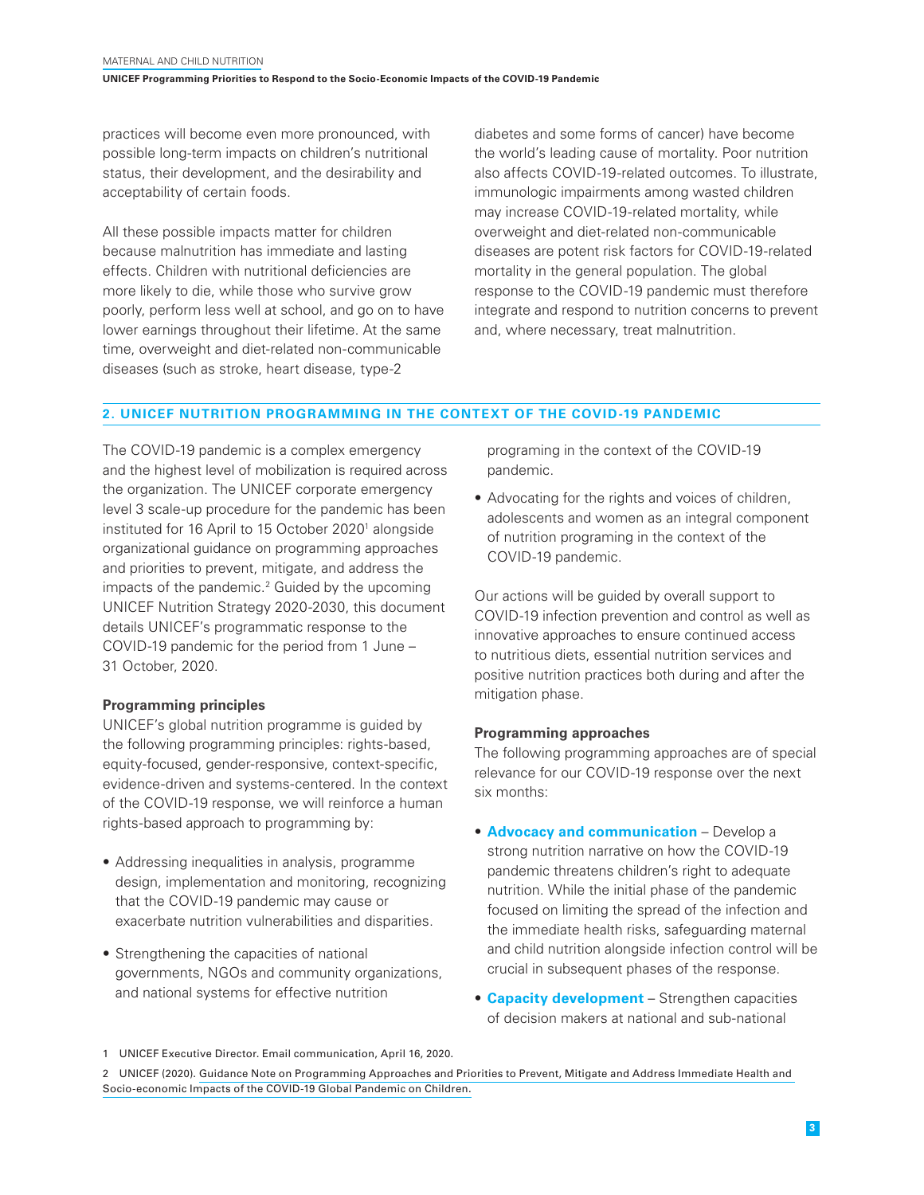practices will become even more pronounced, with possible long-term impacts on children's nutritional status, their development, and the desirability and acceptability of certain foods.

All these possible impacts matter for children because malnutrition has immediate and lasting effects. Children with nutritional deficiencies are more likely to die, while those who survive grow poorly, perform less well at school, and go on to have lower earnings throughout their lifetime. At the same time, overweight and diet-related non-communicable diseases (such as stroke, heart disease, type-2 diabetes and some forms of cancer) have become the world's leading cause of mortality. Poor nutrition also affects COVID-19-related outcomes. To illustrate, immunologic impairments among wasted children may increase COVID-19-related mortality, while overweight and diet-related non-communicable diseases are potent risk factors for COVID-19-related mortality in the general population. The global response to the COVID-19 pandemic must therefore integrate and respond to nutrition concerns to prevent and, where necessary, treat malnutrition.

## 2. UNICEF NUTRITION PROGRAMMING IN THE CONTEXT OF THE COVID-19 PANDEMIC

The COVID-19 pandemic is a complex emergency and the highest level of mobilization is required across the organization. The UNICEF corporate emergency level 3 scale-up procedure for the pandemic has been instituted for 16 April to 15 October 2020[1] alongside organizational guidance on programming approaches and priorities to prevent, mitigate, and address the impacts of the pandemic.[2] Guided by the upcoming UNICEF Nutrition Strategy 2020-2030, this document details UNICEF's programmatic response to the COVID-19 pandemic for the period from 1 June – 31 October, 2020.

### Programming principles

UNICEF's global nutrition programme is guided by the following programming principles: rights-based, equity-focused, gender-responsive, context-specific, evidence-driven and systems-centered. In the context of the COVID-19 response, we will reinforce a human rights-based approach to programming by:

- Addressing inequalities in analysis, programme design, implementation and monitoring, recognizing that the COVID-19 pandemic may cause or exacerbate nutrition vulnerabilities and disparities.
- Strengthening the capacities of national governments, NGOs and community organizations, and national systems for effective nutrition programing in the context of the COVID-19 pandemic.
- Advocating for the rights and voices of children, adolescents and women as an integral component of nutrition programing in the context of the COVID-19 pandemic.

Our actions will be guided by overall support to COVID-19 infection prevention and control as well as innovative approaches to ensure continued access to nutritious diets, essential nutrition services and positive nutrition practices both during and after the mitigation phase.

### Programming approaches

The following programming approaches are of special relevance for our COVID-19 response over the next six months:

- **Advocacy and communication** – Develop a strong nutrition narrative on how the COVID-19 pandemic threatens children's right to adequate nutrition. While the initial phase of the pandemic focused on limiting the spread of the infection and the immediate health risks, safeguarding maternal and child nutrition alongside infection control will be crucial in subsequent phases of the response.
- **Capacity development** – Strengthen capacities of decision makers at national and sub-national

1 UNICEF Executive Director. Email communication, April 16, 2020.

2 UNICEF (2020). Guidance Note on Programming Approaches and Priorities to Prevent, Mitigate and Address Immediate Health and Socio-economic Impacts of the COVID-19 Global Pandemic on Children.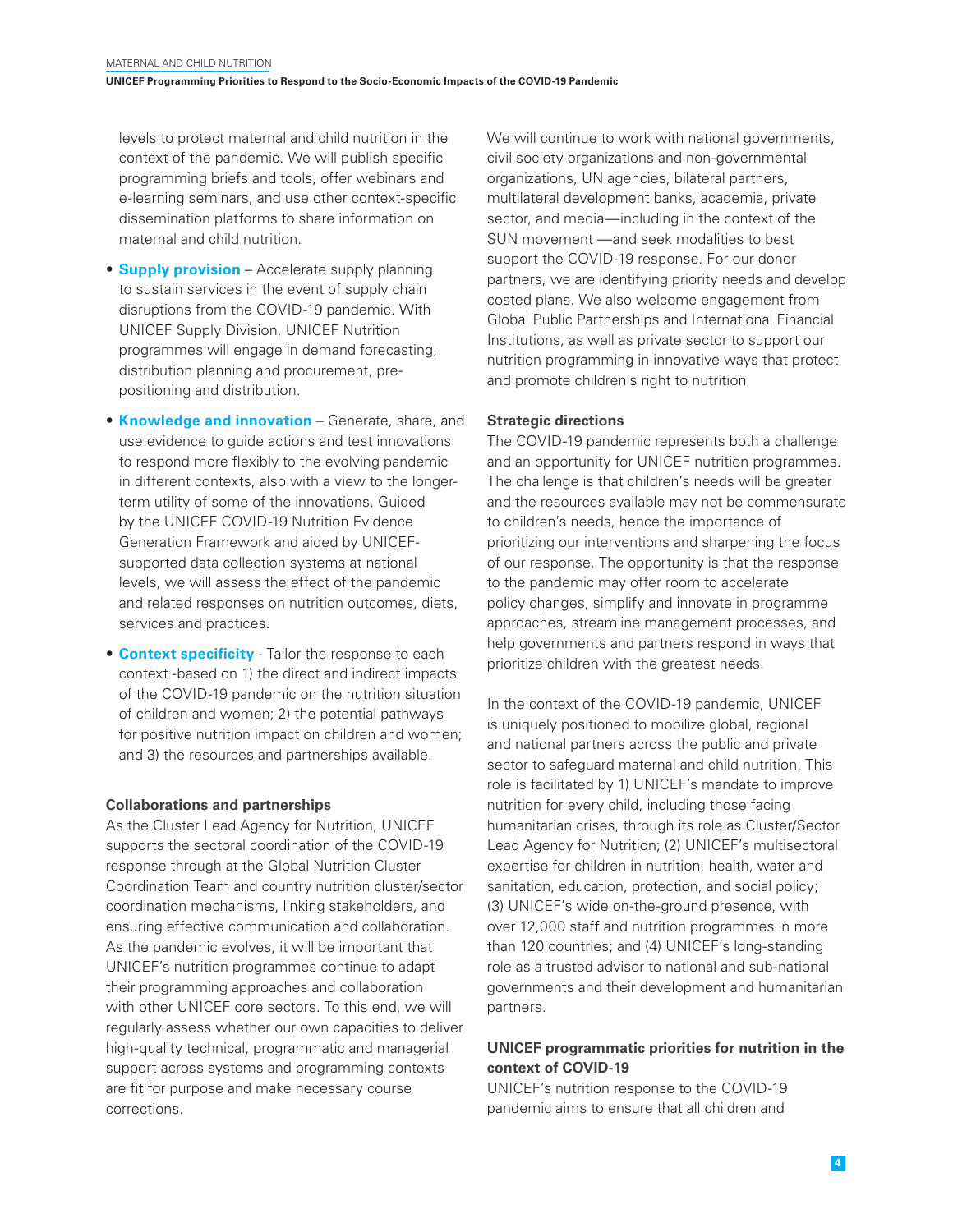levels to protect maternal and child nutrition in the context of the pandemic. We will publish specific programming briefs and tools, offer webinars and e-learning seminars, and use other context-specific dissemination platforms to share information on maternal and child nutrition.

- **Supply provision** – Accelerate supply planning to sustain services in the event of supply chain disruptions from the COVID-19 pandemic. With UNICEF Supply Division, UNICEF Nutrition programmes will engage in demand forecasting, distribution planning and procurement, pre-positioning and distribution.
- **Knowledge and innovation** – Generate, share, and use evidence to guide actions and test innovations to respond more flexibly to the evolving pandemic in different contexts, also with a view to the longer-term utility of some of the innovations. Guided by the UNICEF COVID-19 Nutrition Evidence Generation Framework and aided by UNICEF-supported data collection systems at national levels, we will assess the effect of the pandemic and related responses on nutrition outcomes, diets, services and practices.
- **Context specificity** - Tailor the response to each context -based on 1) the direct and indirect impacts of the COVID-19 pandemic on the nutrition situation of children and women; 2) the potential pathways for positive nutrition impact on children and women; and 3) the resources and partnerships available.

**Collaborations and partnerships**

As the Cluster Lead Agency for Nutrition, UNICEF supports the sectoral coordination of the COVID-19 response through at the Global Nutrition Cluster Coordination Team and country nutrition cluster/sector coordination mechanisms, linking stakeholders, and ensuring effective communication and collaboration. As the pandemic evolves, it will be important that UNICEF's nutrition programmes continue to adapt their programming approaches and collaboration with other UNICEF core sectors. To this end, we will regularly assess whether our own capacities to deliver high-quality technical, programmatic and managerial support across systems and programming contexts are fit for purpose and make necessary course corrections.

We will continue to work with national governments, civil society organizations and non-governmental organizations, UN agencies, bilateral partners, multilateral development banks, academia, private sector, and media—including in the context of the SUN movement —and seek modalities to best support the COVID-19 response. For our donor partners, we are identifying priority needs and develop costed plans. We also welcome engagement from Global Public Partnerships and International Financial Institutions, as well as private sector to support our nutrition programming in innovative ways that protect and promote children's right to nutrition

**Strategic directions**

The COVID-19 pandemic represents both a challenge and an opportunity for UNICEF nutrition programmes. The challenge is that children's needs will be greater and the resources available may not be commensurate to children's needs, hence the importance of prioritizing our interventions and sharpening the focus of our response. The opportunity is that the response to the pandemic may offer room to accelerate policy changes, simplify and innovate in programme approaches, streamline management processes, and help governments and partners respond in ways that prioritize children with the greatest needs.

In the context of the COVID-19 pandemic, UNICEF is uniquely positioned to mobilize global, regional and national partners across the public and private sector to safeguard maternal and child nutrition. This role is facilitated by 1) UNICEF's mandate to improve nutrition for every child, including those facing humanitarian crises, through its role as Cluster/Sector Lead Agency for Nutrition; (2) UNICEF's multisectoral expertise for children in nutrition, health, water and sanitation, education, protection, and social policy; (3) UNICEF's wide on-the-ground presence, with over 12,000 staff and nutrition programmes in more than 120 countries; and (4) UNICEF's long-standing role as a trusted advisor to national and sub-national governments and their development and humanitarian partners.

**UNICEF programmatic priorities for nutrition in the context of COVID-19**

UNICEF's nutrition response to the COVID-19 pandemic aims to ensure that all children and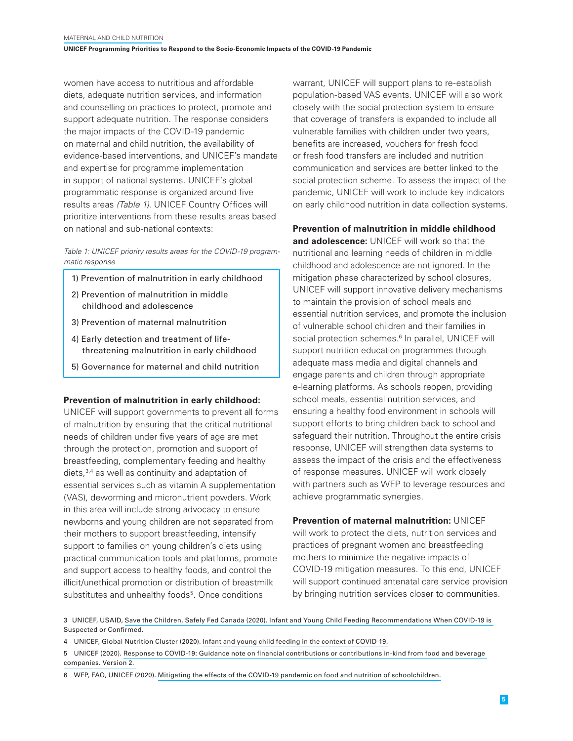women have access to nutritious and affordable diets, adequate nutrition services, and information and counselling on practices to protect, promote and support adequate nutrition. The response considers the major impacts of the COVID-19 pandemic on maternal and child nutrition, the availability of evidence-based interventions, and UNICEF's mandate and expertise for programme implementation in support of national systems. UNICEF's global programmatic response is organized around five results areas *(Table 1)*. UNICEF Country Offices will prioritize interventions from these results areas based on national and sub-national contexts:

*Table 1: UNICEF priority results areas for the COVID-19 programmatic response*

| |
|---|
| 1) Prevention of malnutrition in early childhood |
| 2) Prevention of malnutrition in middle childhood and adolescence |
| 3) Prevention of maternal malnutrition |
| 4) Early detection and treatment of life-threatening malnutrition in early childhood |
| 5) Governance for maternal and child nutrition |

**Prevention of malnutrition in early childhood:** UNICEF will support governments to prevent all forms of malnutrition by ensuring that the critical nutritional needs of children under five years of age are met through the protection, promotion and support of breastfeeding, complementary feeding and healthy diets,[3,4] as well as continuity and adaptation of essential services such as vitamin A supplementation (VAS), deworming and micronutrient powders. Work in this area will include strong advocacy to ensure newborns and young children are not separated from their mothers to support breastfeeding, intensify support to families on young children's diets using practical communication tools and platforms, promote and support access to healthy foods, and control the illicit/unethical promotion or distribution of breastmilk substitutes and unhealthy foods[5]. Once conditions warrant, UNICEF will support plans to re-establish population-based VAS events. UNICEF will also work closely with the social protection system to ensure that coverage of transfers is expanded to include all vulnerable families with children under two years, benefits are increased, vouchers for fresh food or fresh food transfers are included and nutrition communication and services are better linked to the social protection scheme. To assess the impact of the pandemic, UNICEF will work to include key indicators on early childhood nutrition in data collection systems.

**Prevention of malnutrition in middle childhood and adolescence:** UNICEF will work so that the nutritional and learning needs of children in middle childhood and adolescence are not ignored. In the mitigation phase characterized by school closures, UNICEF will support innovative delivery mechanisms to maintain the provision of school meals and essential nutrition services, and promote the inclusion of vulnerable school children and their families in social protection schemes.[6] In parallel, UNICEF will support nutrition education programmes through adequate mass media and digital channels and engage parents and children through appropriate e-learning platforms. As schools reopen, providing school meals, essential nutrition services, and ensuring a healthy food environment in schools will support efforts to bring children back to school and safeguard their nutrition. Throughout the entire crisis response, UNICEF will strengthen data systems to assess the impact of the crisis and the effectiveness of response measures. UNICEF will work closely with partners such as WFP to leverage resources and achieve programmatic synergies.

**Prevention of maternal malnutrition:** UNICEF will work to protect the diets, nutrition services and practices of pregnant women and breastfeeding mothers to minimize the negative impacts of COVID-19 mitigation measures. To this end, UNICEF will support continued antenatal care service provision by bringing nutrition services closer to communities.

3 UNICEF, USAID, Save the Children, Safely Fed Canada (2020). Infant and Young Child Feeding Recommendations When COVID-19 is Suspected or Confirmed.

4 UNICEF, Global Nutrition Cluster (2020). Infant and young child feeding in the context of COVID-19.

5 UNICEF (2020). Response to COVID-19: Guidance note on financial contributions or contributions in-kind from food and beverage companies. Version 2.

6 WFP, FAO, UNICEF (2020). Mitigating the effects of the COVID-19 pandemic on food and nutrition of schoolchildren.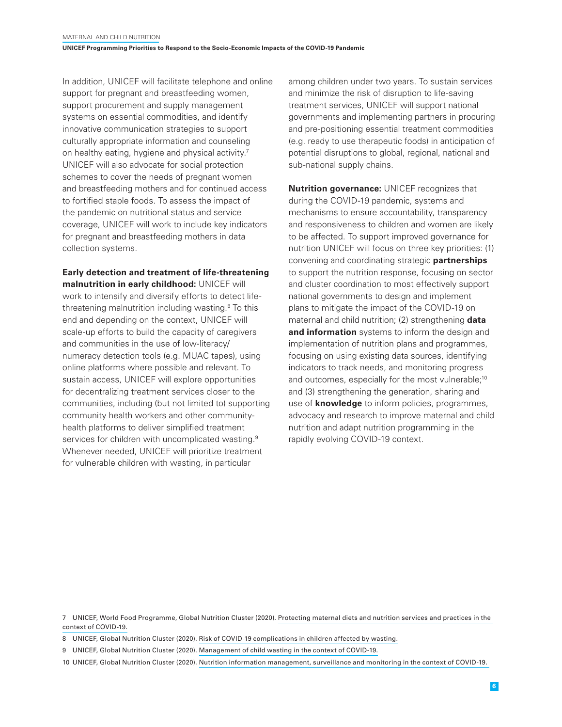In addition, UNICEF will facilitate telephone and online support for pregnant and breastfeeding women, support procurement and supply management systems on essential commodities, and identify innovative communication strategies to support culturally appropriate information and counseling on healthy eating, hygiene and physical activity.[7] UNICEF will also advocate for social protection schemes to cover the needs of pregnant women and breastfeeding mothers and for continued access to fortified staple foods. To assess the impact of the pandemic on nutritional status and service coverage, UNICEF will work to include key indicators for pregnant and breastfeeding mothers in data collection systems.

**Early detection and treatment of life-threatening malnutrition in early childhood:** UNICEF will work to intensify and diversify efforts to detect life-threatening malnutrition including wasting.[8] To this end and depending on the context, UNICEF will scale-up efforts to build the capacity of caregivers and communities in the use of low-literacy/numeracy detection tools (e.g. MUAC tapes), using online platforms where possible and relevant. To sustain access, UNICEF will explore opportunities for decentralizing treatment services closer to the communities, including (but not limited to) supporting community health workers and other community-health platforms to deliver simplified treatment services for children with uncomplicated wasting.[9] Whenever needed, UNICEF will prioritize treatment for vulnerable children with wasting, in particular among children under two years. To sustain services and minimize the risk of disruption to life-saving treatment services, UNICEF will support national governments and implementing partners in procuring and pre-positioning essential treatment commodities (e.g. ready to use therapeutic foods) in anticipation of potential disruptions to global, regional, national and sub-national supply chains.

**Nutrition governance:** UNICEF recognizes that during the COVID-19 pandemic, systems and mechanisms to ensure accountability, transparency and responsiveness to children and women are likely to be affected. To support improved governance for nutrition UNICEF will focus on three key priorities: (1) convening and coordinating strategic **partnerships** to support the nutrition response, focusing on sector and cluster coordination to most effectively support national governments to design and implement plans to mitigate the impact of the COVID-19 on maternal and child nutrition; (2) strengthening **data and information** systems to inform the design and implementation of nutrition plans and programmes, focusing on using existing data sources, identifying indicators to track needs, and monitoring progress and outcomes, especially for the most vulnerable;[10] and (3) strengthening the generation, sharing and use of **knowledge** to inform policies, programmes, advocacy and research to improve maternal and child nutrition and adapt nutrition programming in the rapidly evolving COVID-19 context.

7 UNICEF, World Food Programme, Global Nutrition Cluster (2020). Protecting maternal diets and nutrition services and practices in the context of COVID-19.

8 UNICEF, Global Nutrition Cluster (2020). Risk of COVID-19 complications in children affected by wasting.

9 UNICEF, Global Nutrition Cluster (2020). Management of child wasting in the context of COVID-19.

10 UNICEF, Global Nutrition Cluster (2020). Nutrition information management, surveillance and monitoring in the context of COVID-19.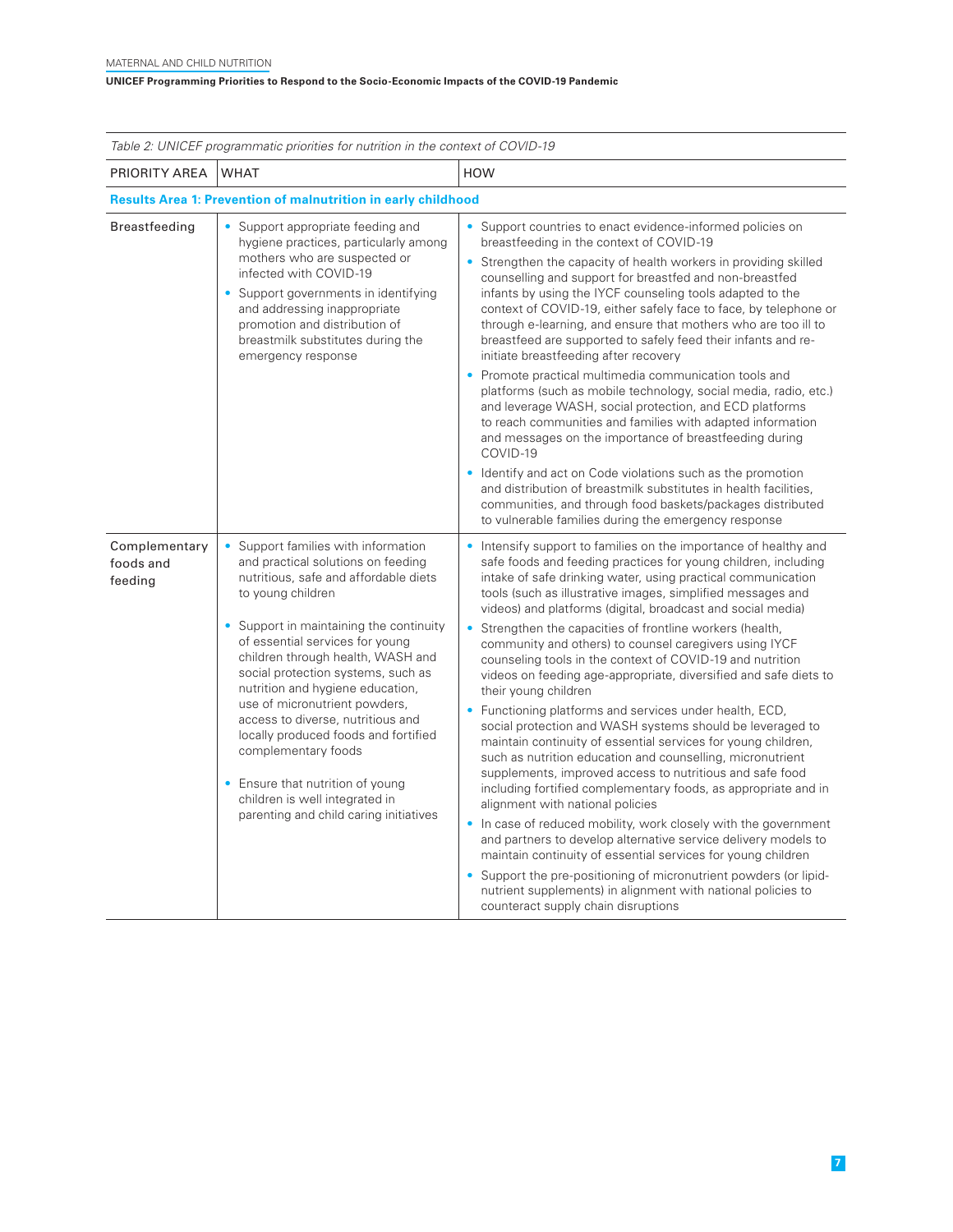Table 2: UNICEF programmatic priorities for nutrition in the context of COVID-19

| PRIORITY AREA | WHAT | HOW |
|---|---|---|
| **Results Area 1: Prevention of malnutrition in early childhood** | | |
| Breastfeeding | • Support appropriate feeding and hygiene practices, particularly among mothers who are suspected or infected with COVID-19<br>• Support governments in identifying and addressing inappropriate promotion and distribution of breastmilk substitutes during the emergency response | • Support countries to enact evidence-informed policies on breastfeeding in the context of COVID-19<br>• Strengthen the capacity of health workers in providing skilled counselling and support for breastfed and non-breastfed infants by using the IYCF counseling tools adapted to the context of COVID-19, either safely face to face, by telephone or through e-learning, and ensure that mothers who are too ill to breastfeed are supported to safely feed their infants and re-initiate breastfeeding after recovery<br>• Promote practical multimedia communication tools and platforms (such as mobile technology, social media, radio, etc.) and leverage WASH, social protection, and ECD platforms to reach communities and families with adapted information and messages on the importance of breastfeeding during COVID-19<br>• Identify and act on Code violations such as the promotion and distribution of breastmilk substitutes in health facilities, communities, and through food baskets/packages distributed to vulnerable families during the emergency response |
| Complementary foods and feeding | • Support families with information and practical solutions on feeding nutritious, safe and affordable diets to young children<br>• Support in maintaining the continuity of essential services for young children through health, WASH and social protection systems, such as nutrition and hygiene education, use of micronutrient powders, access to diverse, nutritious and locally produced foods and fortified complementary foods<br>• Ensure that nutrition of young children is well integrated in parenting and child caring initiatives | • Intensify support to families on the importance of healthy and safe foods and feeding practices for young children, including intake of safe drinking water, using practical communication tools (such as illustrative images, simplified messages and videos) and platforms (digital, broadcast and social media)<br>• Strengthen the capacities of frontline workers (health, community and others) to counsel caregivers using IYCF counseling tools in the context of COVID-19 and nutrition videos on feeding age-appropriate, diversified and safe diets to their young children<br>• Functioning platforms and services under health, ECD, social protection and WASH systems should be leveraged to maintain continuity of essential services for young children, such as nutrition education and counselling, micronutrient supplements, improved access to nutritious and safe food including fortified complementary foods, as appropriate and in alignment with national policies<br>• In case of reduced mobility, work closely with the government and partners to develop alternative service delivery models to maintain continuity of essential services for young children<br>• Support the pre-positioning of micronutrient powders (or lipid-nutrient supplements) in alignment with national policies to counteract supply chain disruptions |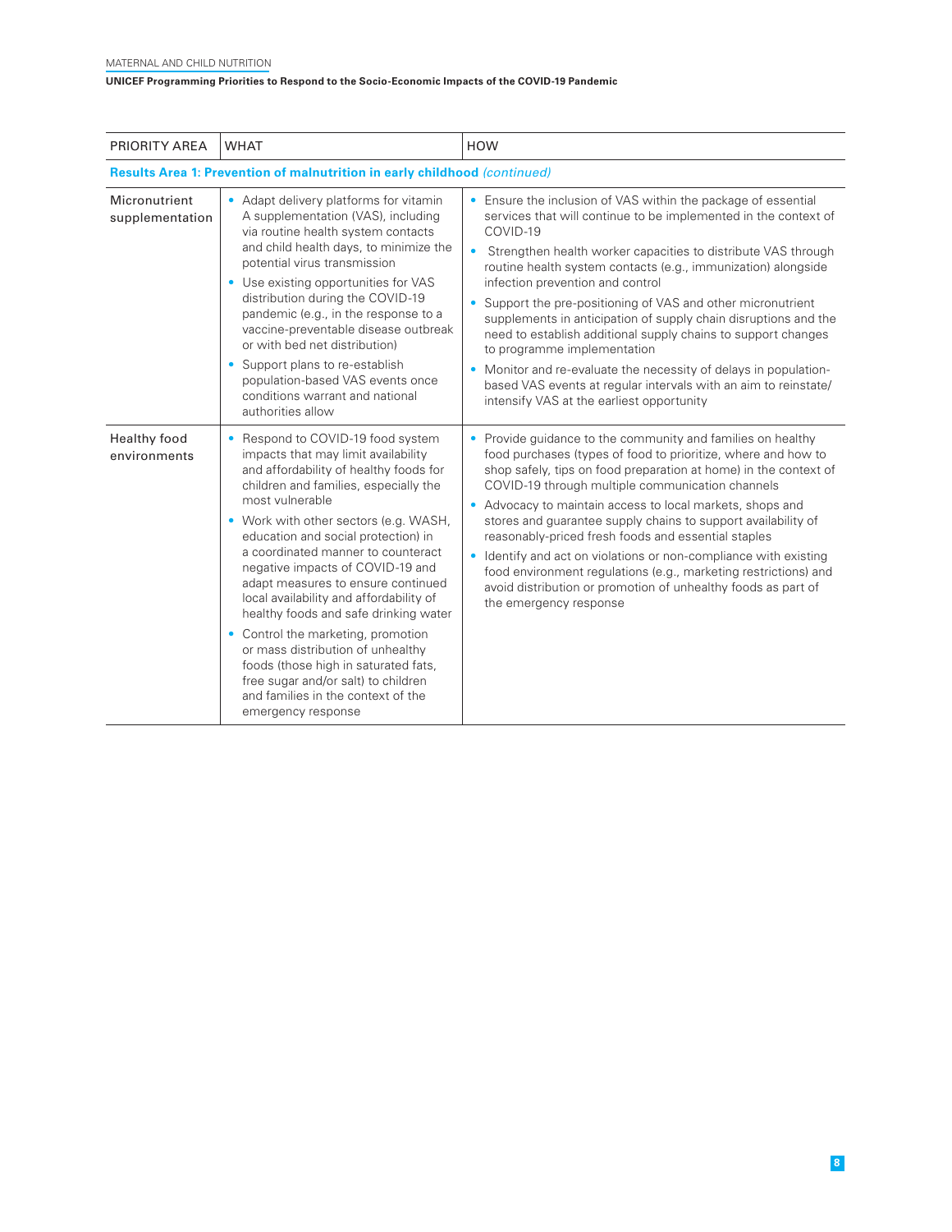| PRIORITY AREA | WHAT | HOW |
|---|---|---|
| **Results Area 1: Prevention of malnutrition in early childhood** *(continued)* | | |
| Micronutrient supplementation | • Adapt delivery platforms for vitamin A supplementation (VAS), including via routine health system contacts and child health days, to minimize the potential virus transmission<br>• Use existing opportunities for VAS distribution during the COVID-19 pandemic (e.g., in the response to a vaccine-preventable disease outbreak or with bed net distribution)<br>• Support plans to re-establish population-based VAS events once conditions warrant and national authorities allow | • Ensure the inclusion of VAS within the package of essential services that will continue to be implemented in the context of COVID-19<br>• Strengthen health worker capacities to distribute VAS through routine health system contacts (e.g., immunization) alongside infection prevention and control<br>• Support the pre-positioning of VAS and other micronutrient supplements in anticipation of supply chain disruptions and the need to establish additional supply chains to support changes to programme implementation<br>• Monitor and re-evaluate the necessity of delays in population-based VAS events at regular intervals with an aim to reinstate/intensify VAS at the earliest opportunity |
| Healthy food environments | • Respond to COVID-19 food system impacts that may limit availability and affordability of healthy foods for children and families, especially the most vulnerable<br>• Work with other sectors (e.g. WASH, education and social protection) in a coordinated manner to counteract negative impacts of COVID-19 and adapt measures to ensure continued local availability and affordability of healthy foods and safe drinking water<br>• Control the marketing, promotion or mass distribution of unhealthy foods (those high in saturated fats, free sugar and/or salt) to children and families in the context of the emergency response | • Provide guidance to the community and families on healthy food purchases (types of food to prioritize, where and how to shop safely, tips on food preparation at home) in the context of COVID-19 through multiple communication channels<br>• Advocacy to maintain access to local markets, shops and stores and guarantee supply chains to support availability of reasonably-priced fresh foods and essential staples<br>• Identify and act on violations or non-compliance with existing food environment regulations (e.g., marketing restrictions) and avoid distribution or promotion of unhealthy foods as part of the emergency response |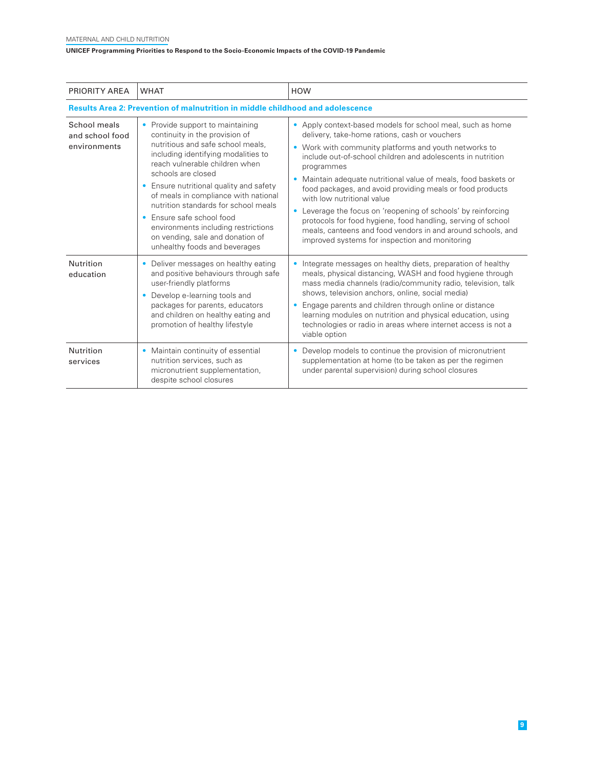| PRIORITY AREA | WHAT | HOW |
|---|---|---|
| **Results Area 2: Prevention of malnutrition in middle childhood and adolescence** | | |
| School meals and school food environments | • Provide support to maintaining continuity in the provision of nutritious and safe school meals, including identifying modalities to reach vulnerable children when schools are closed<br>• Ensure nutritional quality and safety of meals in compliance with national nutrition standards for school meals<br>• Ensure safe school food environments including restrictions on vending, sale and donation of unhealthy foods and beverages | • Apply context-based models for school meal, such as home delivery, take-home rations, cash or vouchers<br>• Work with community platforms and youth networks to include out-of-school children and adolescents in nutrition programmes<br>• Maintain adequate nutritional value of meals, food baskets or food packages, and avoid providing meals or food products with low nutritional value<br>• Leverage the focus on 'reopening of schools' by reinforcing protocols for food hygiene, food handling, serving of school meals, canteens and food vendors in and around schools, and improved systems for inspection and monitoring |
| Nutrition education | • Deliver messages on healthy eating and positive behaviours through safe user-friendly platforms<br>• Develop e-learning tools and packages for parents, educators and children on healthy eating and promotion of healthy lifestyle | • Integrate messages on healthy diets, preparation of healthy meals, physical distancing, WASH and food hygiene through mass media channels (radio/community radio, television, talk shows, television anchors, online, social media)<br>• Engage parents and children through online or distance learning modules on nutrition and physical education, using technologies or radio in areas where internet access is not a viable option |
| Nutrition services | • Maintain continuity of essential nutrition services, such as micronutrient supplementation, despite school closures | • Develop models to continue the provision of micronutrient supplementation at home (to be taken as per the regimen under parental supervision) during school closures |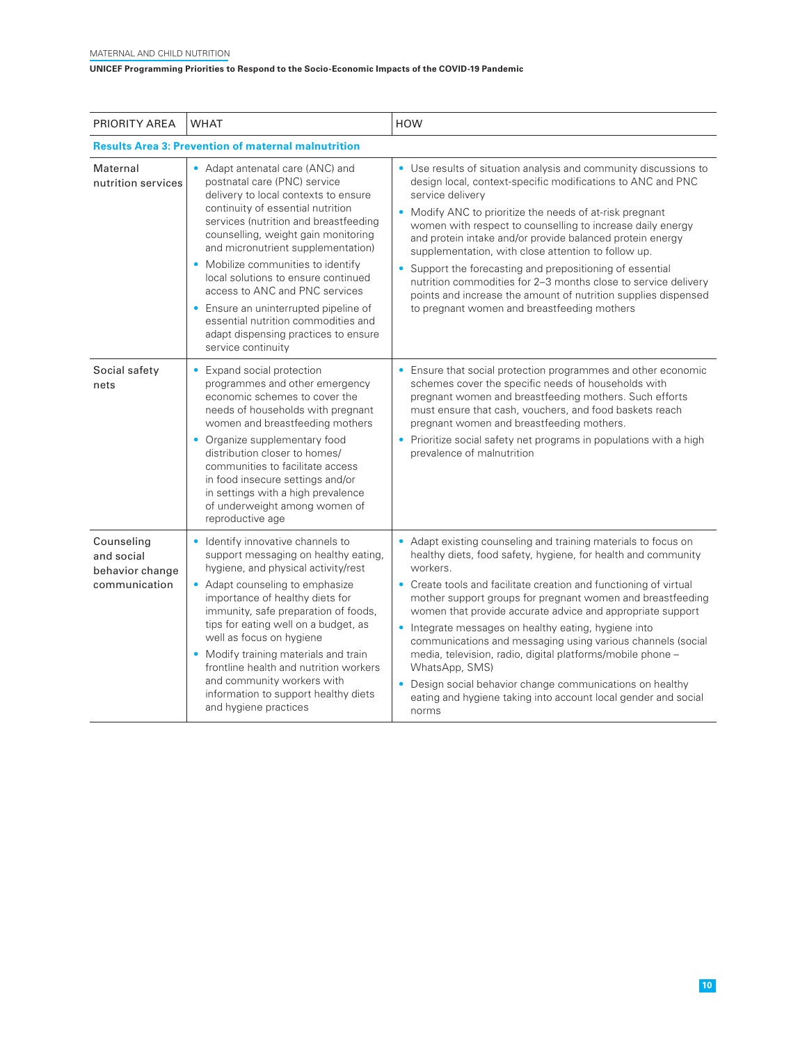| PRIORITY AREA | WHAT | HOW |
|---|---|---|
| **Results Area 3: Prevention of maternal malnutrition** | | |
| Maternal nutrition services | • Adapt antenatal care (ANC) and postnatal care (PNC) service delivery to local contexts to ensure continuity of essential nutrition services (nutrition and breastfeeding counselling, weight gain monitoring and micronutrient supplementation)<br>• Mobilize communities to identify local solutions to ensure continued access to ANC and PNC services<br>• Ensure an uninterrupted pipeline of essential nutrition commodities and adapt dispensing practices to ensure service continuity | • Use results of situation analysis and community discussions to design local, context-specific modifications to ANC and PNC service delivery<br>• Modify ANC to prioritize the needs of at-risk pregnant women with respect to counselling to increase daily energy and protein intake and/or provide balanced protein energy supplementation, with close attention to follow up.<br>• Support the forecasting and prepositioning of essential nutrition commodities for 2–3 months close to service delivery points and increase the amount of nutrition supplies dispensed to pregnant women and breastfeeding mothers |
| Social safety nets | • Expand social protection programmes and other emergency economic schemes to cover the needs of households with pregnant women and breastfeeding mothers<br>• Organize supplementary food distribution closer to homes/communities to facilitate access in food insecure settings and/or in settings with a high prevalence of underweight among women of reproductive age | • Ensure that social protection programmes and other economic schemes cover the specific needs of households with pregnant women and breastfeeding mothers. Such efforts must ensure that cash, vouchers, and food baskets reach pregnant women and breastfeeding mothers.<br>• Prioritize social safety net programs in populations with a high prevalence of malnutrition |
| Counseling and social behavior change communication | • Identify innovative channels to support messaging on healthy eating, hygiene, and physical activity/rest<br>• Adapt counseling to emphasize importance of healthy diets for immunity, safe preparation of foods, tips for eating well on a budget, as well as focus on hygiene<br>• Modify training materials and train frontline health and nutrition workers and community workers with information to support healthy diets and hygiene practices | • Adapt existing counseling and training materials to focus on healthy diets, food safety, hygiene, for health and community workers.<br>• Create tools and facilitate creation and functioning of virtual mother support groups for pregnant women and breastfeeding women that provide accurate advice and appropriate support<br>• Integrate messages on healthy eating, hygiene into communications and messaging using various channels (social media, television, radio, digital platforms/mobile phone – WhatsApp, SMS)<br>• Design social behavior change communications on healthy eating and hygiene taking into account local gender and social norms |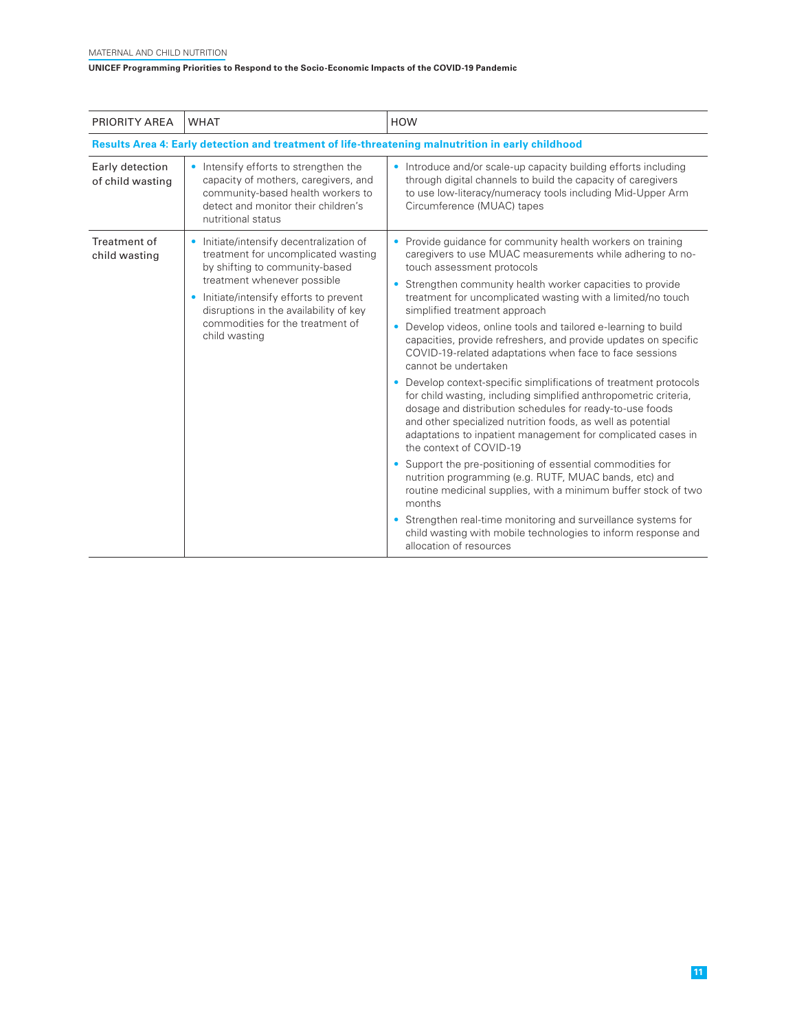| PRIORITY AREA | WHAT | HOW |
|---|---|---|
| **Results Area 4: Early detection and treatment of life-threatening malnutrition in early childhood** | | |
| Early detection of child wasting | • Intensify efforts to strengthen the capacity of mothers, caregivers, and community-based health workers to detect and monitor their children's nutritional status | • Introduce and/or scale-up capacity building efforts including through digital channels to build the capacity of caregivers to use low-literacy/numeracy tools including Mid-Upper Arm Circumference (MUAC) tapes |
| Treatment of child wasting | • Initiate/intensify decentralization of treatment for uncomplicated wasting by shifting to community-based treatment whenever possible<br>• Initiate/intensify efforts to prevent disruptions in the availability of key commodities for the treatment of child wasting | • Provide guidance for community health workers on training caregivers to use MUAC measurements while adhering to no-touch assessment protocols<br>• Strengthen community health worker capacities to provide treatment for uncomplicated wasting with a limited/no touch simplified treatment approach<br>• Develop videos, online tools and tailored e-learning to build capacities, provide refreshers, and provide updates on specific COVID-19-related adaptations when face to face sessions cannot be undertaken<br>• Develop context-specific simplifications of treatment protocols for child wasting, including simplified anthropometric criteria, dosage and distribution schedules for ready-to-use foods and other specialized nutrition foods, as well as potential adaptations to inpatient management for complicated cases in the context of COVID-19<br>• Support the pre-positioning of essential commodities for nutrition programming (e.g. RUTF, MUAC bands, etc) and routine medicinal supplies, with a minimum buffer stock of two months<br>• Strengthen real-time monitoring and surveillance systems for child wasting with mobile technologies to inform response and allocation of resources |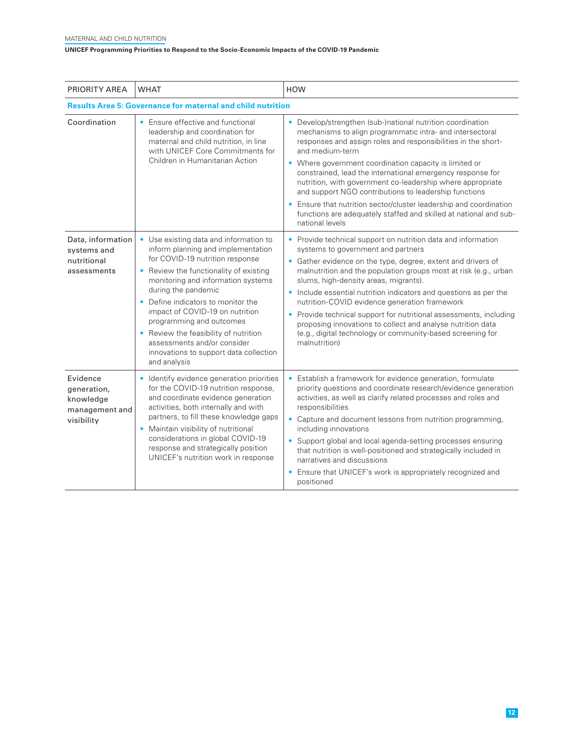| PRIORITY AREA | WHAT | HOW |
|---|---|---|
| **Results Area 5: Governance for maternal and child nutrition** | | |
| Coordination | • Ensure effective and functional leadership and coordination for maternal and child nutrition, in line with UNICEF Core Commitments for Children in Humanitarian Action | • Develop/strengthen (sub-)national nutrition coordination mechanisms to align programmatic intra- and intersectoral responses and assign roles and responsibilities in the short- and medium-term<br>• Where government coordination capacity is limited or constrained, lead the international emergency response for nutrition, with government co-leadership where appropriate and support NGO contributions to leadership functions<br>• Ensure that nutrition sector/cluster leadership and coordination functions are adequately staffed and skilled at national and sub-national levels |
| Data, information systems and nutritional assessments | • Use existing data and information to inform planning and implementation for COVID-19 nutrition response<br>• Review the functionality of existing monitoring and information systems during the pandemic<br>• Define indicators to monitor the impact of COVID-19 on nutrition programming and outcomes<br>• Review the feasibility of nutrition assessments and/or consider innovations to support data collection and analysis | • Provide technical support on nutrition data and information systems to government and partners<br>• Gather evidence on the type, degree, extent and drivers of malnutrition and the population groups most at risk (e.g., urban slums, high-density areas, migrants).<br>• Include essential nutrition indicators and questions as per the nutrition-COVID evidence generation framework<br>• Provide technical support for nutritional assessments, including proposing innovations to collect and analyse nutrition data (e.g., digital technology or community-based screening for malnutrition) |
| Evidence generation, knowledge management and visibility | • Identify evidence generation priorities for the COVID-19 nutrition response, and coordinate evidence generation activities, both internally and with partners, to fill these knowledge gaps<br>• Maintain visibility of nutritional considerations in global COVID-19 response and strategically position UNICEF's nutrition work in response | • Establish a framework for evidence generation, formulate priority questions and coordinate research/evidence generation activities, as well as clarify related processes and roles and responsibilities<br>• Capture and document lessons from nutrition programming, including innovations<br>• Support global and local agenda-setting processes ensuring that nutrition is well-positioned and strategically included in narratives and discussions<br>• Ensure that UNICEF's work is appropriately recognized and positioned |